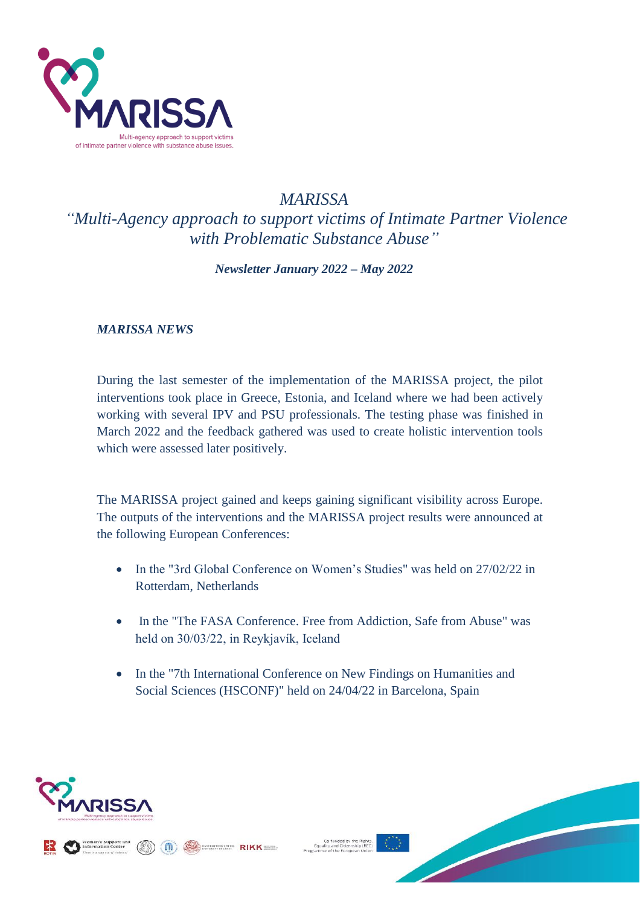# *MARISSA*

## *"Multi-Agency approach to support victims of Intimate Partner Violence with Problematic Substance Abuse"*

***Newsletter January 2022 – May 2022***

### *MARISSA NEWS*

During the last semester of the implementation of the MARISSA project, the pilot interventions took place in Greece, Estonia, and Iceland where we had been actively working with several IPV and PSU professionals. The testing phase was finished in March 2022 and the feedback gathered was used to create holistic intervention tools which were assessed later positively.

The MARISSA project gained and keeps gaining significant visibility across Europe. The outputs of the interventions and the MARISSA project results were announced at the following European Conferences:

- In the "3rd Global Conference on Women's Studies" was held on 27/02/22 in Rotterdam, Netherlands
- In the "The FASA Conference. Free from Addiction, Safe from Abuse" was held on 30/03/22, in Reykjavík, Iceland
- In the "7th International Conference on New Findings on Humanities and Social Sciences (HSCONF)" held on 24/04/22 in Barcelona, Spain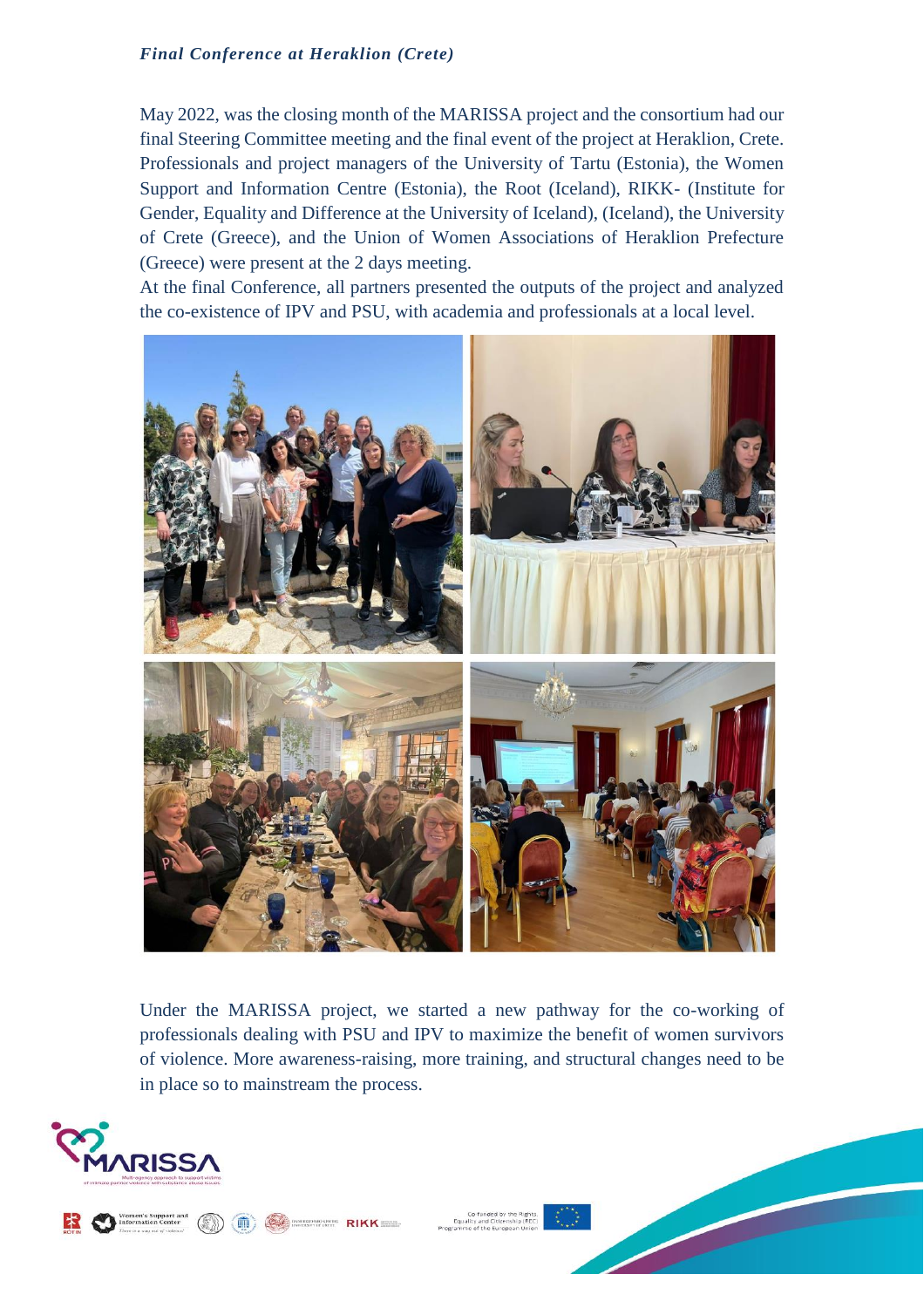***Final Conference at Heraklion (Crete)***

May 2022, was the closing month of the MARISSA project and the consortium had our final Steering Committee meeting and the final event of the project at Heraklion, Crete. Professionals and project managers of the University of Tartu (Estonia), the Women Support and Information Centre (Estonia), the Root (Iceland), RIKK- (Institute for Gender, Equality and Difference at the University of Iceland), (Iceland), the University of Crete (Greece), and the Union of Women Associations of Heraklion Prefecture (Greece) were present at the 2 days meeting.
At the final Conference, all partners presented the outputs of the project and analyzed the co-existence of IPV and PSU, with academia and professionals at a local level.

Under the MARISSA project, we started a new pathway for the co-working of professionals dealing with PSU and IPV to maximize the benefit of women survivors of violence. More awareness-raising, more training, and structural changes need to be in place so to mainstream the process.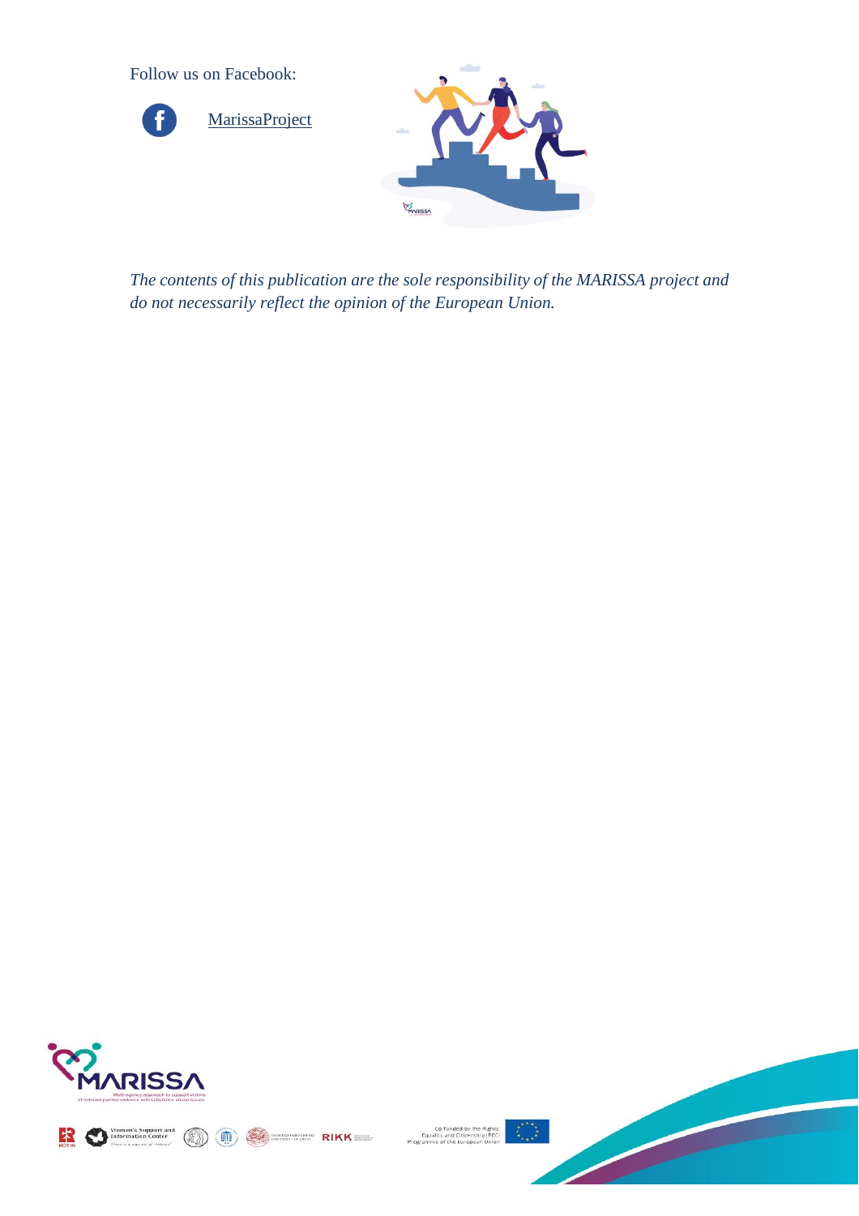Follow us on Facebook:

MarissaProject

*The contents of this publication are the sole responsibility of the MARISSA project and do not necessarily reflect the opinion of the European Union.*